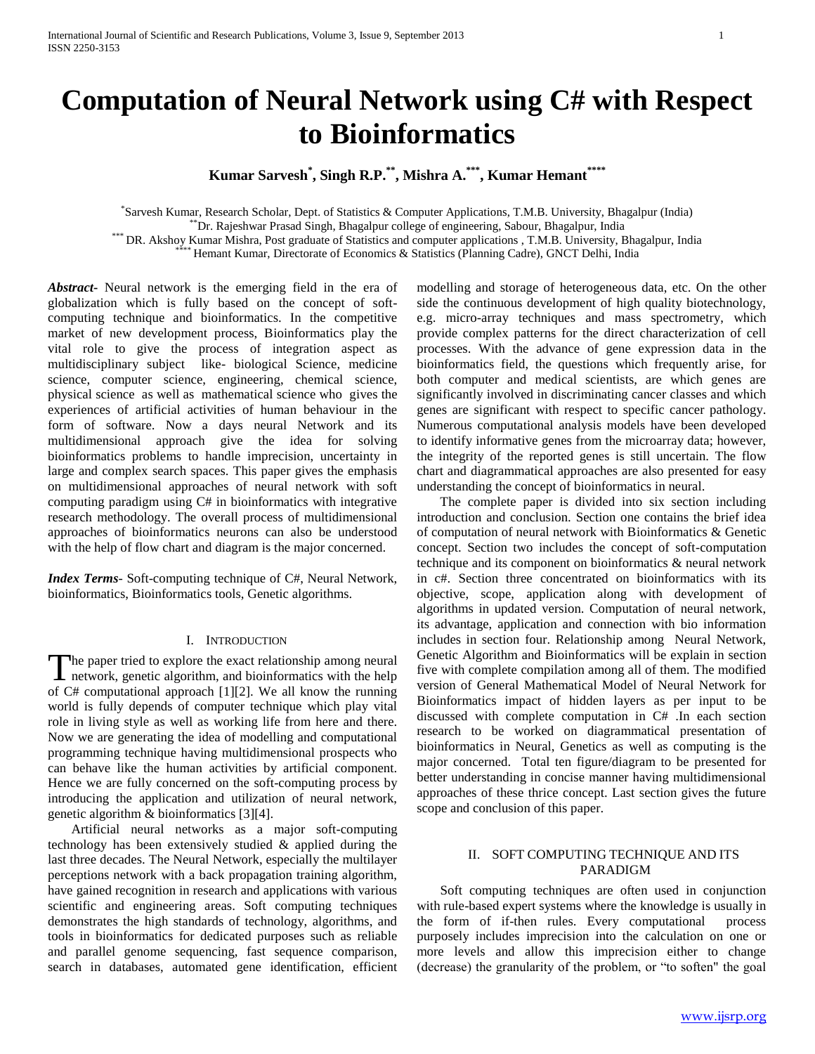# Computation of Neural Network using C# with Respect to Bioinformatics

**Kumar Sarvesh[*], Singh R.P.[**], Mishra A.[***], Kumar Hemant[****]**

[*] Sarvesh Kumar, Research Scholar, Dept. of Statistics & Computer Applications, T.M.B. University, Bhagalpur (India)
[**] Dr. Rajeshwar Prasad Singh, Bhagalpur college of engineering, Sabour, Bhagalpur, India
[***] DR. Akshoy Kumar Mishra, Post graduate of Statistics and computer applications , T.M.B. University, Bhagalpur, India
[****] Hemant Kumar, Directorate of Economics & Statistics (Planning Cadre), GNCT Delhi, India

***Abstract***- Neural network is the emerging field in the era of globalization which is fully based on the concept of soft-computing technique and bioinformatics. In the competitive market of new development process, Bioinformatics play the vital role to give the process of integration aspect as multidisciplinary subject like- biological Science, medicine science, computer science, engineering, chemical science, physical science as well as mathematical science who gives the experiences of artificial activities of human behaviour in the form of software. Now a days neural Network and its multidimensional approach give the idea for solving bioinformatics problems to handle imprecision, uncertainty in large and complex search spaces. This paper gives the emphasis on multidimensional approaches of neural network with soft computing paradigm using C# in bioinformatics with integrative research methodology. The overall process of multidimensional approaches of bioinformatics neurons can also be understood with the help of flow chart and diagram is the major concerned.

***Index Terms***- Soft-computing technique of C#, Neural Network, bioinformatics, Bioinformatics tools, Genetic algorithms.

## I. INTRODUCTION

The paper tried to explore the exact relationship among neural network, genetic algorithm, and bioinformatics with the help of C# computational approach [1][2]. We all know the running world is fully depends of computer technique which play vital role in living style as well as working life from here and there. Now we are generating the idea of modelling and computational programming technique having multidimensional prospects who can behave like the human activities by artificial component. Hence we are fully concerned on the soft-computing process by introducing the application and utilization of neural network, genetic algorithm & bioinformatics [3][4].

Artificial neural networks as a major soft-computing technology has been extensively studied & applied during the last three decades. The Neural Network, especially the multilayer perceptions network with a back propagation training algorithm, have gained recognition in research and applications with various scientific and engineering areas. Soft computing techniques demonstrates the high standards of technology, algorithms, and tools in bioinformatics for dedicated purposes such as reliable and parallel genome sequencing, fast sequence comparison, search in databases, automated gene identification, efficient modelling and storage of heterogeneous data, etc. On the other side the continuous development of high quality biotechnology, e.g. micro-array techniques and mass spectrometry, which provide complex patterns for the direct characterization of cell processes. With the advance of gene expression data in the bioinformatics field, the questions which frequently arise, for both computer and medical scientists, are which genes are significantly involved in discriminating cancer classes and which genes are significant with respect to specific cancer pathology. Numerous computational analysis models have been developed to identify informative genes from the microarray data; however, the integrity of the reported genes is still uncertain. The flow chart and diagrammatical approaches are also presented for easy understanding the concept of bioinformatics in neural.

The complete paper is divided into six section including introduction and conclusion. Section one contains the brief idea of computation of neural network with Bioinformatics & Genetic concept. Section two includes the concept of soft-computation technique and its component on bioinformatics & neural network in c#. Section three concentrated on bioinformatics with its objective, scope, application along with development of algorithms in updated version. Computation of neural network, its advantage, application and connection with bio information includes in section four. Relationship among Neural Network, Genetic Algorithm and Bioinformatics will be explain in section five with complete compilation among all of them. The modified version of General Mathematical Model of Neural Network for Bioinformatics impact of hidden layers as per input to be discussed with complete computation in C# .In each section research to be worked on diagrammatical presentation of bioinformatics in Neural, Genetics as well as computing is the major concerned. Total ten figure/diagram to be presented for better understanding in concise manner having multidimensional approaches of these thrice concept. Last section gives the future scope and conclusion of this paper.

## II. SOFT COMPUTING TECHNIQUE AND ITS PARADIGM

Soft computing techniques are often used in conjunction with rule-based expert systems where the knowledge is usually in the form of if-then rules. Every computational process purposely includes imprecision into the calculation on one or more levels and allow this imprecision either to change (decrease) the granularity of the problem, or "to soften" the goal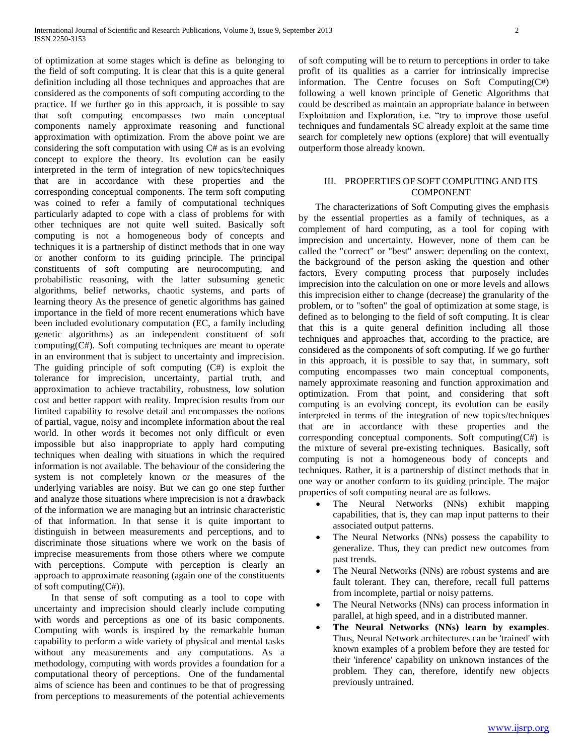of optimization at some stages which is define as belonging to the field of soft computing. It is clear that this is a quite general definition including all those techniques and approaches that are considered as the components of soft computing according to the practice. If we further go in this approach, it is possible to say that soft computing encompasses two main conceptual components namely approximate reasoning and functional approximation with optimization. From the above point we are considering the soft computation with using C# as is an evolving concept to explore the theory. Its evolution can be easily interpreted in the term of integration of new topics/techniques that are in accordance with these properties and the corresponding conceptual components. The term soft computing was coined to refer a family of computational techniques particularly adapted to cope with a class of problems for with other techniques are not quite well suited. Basically soft computing is not a homogeneous body of concepts and techniques it is a partnership of distinct methods that in one way or another conform to its guiding principle. The principal constituents of soft computing are neurocomputing, and probabilistic reasoning, with the latter subsuming genetic algorithms, belief networks, chaotic systems, and parts of learning theory As the presence of genetic algorithms has gained importance in the field of more recent enumerations which have been included evolutionary computation (EC, a family including genetic algorithms) as an independent constituent of soft computing(C#). Soft computing techniques are meant to operate in an environment that is subject to uncertainty and imprecision. The guiding principle of soft computing (C#) is exploit the tolerance for imprecision, uncertainty, partial truth, and approximation to achieve tractability, robustness, low solution cost and better rapport with reality. Imprecision results from our limited capability to resolve detail and encompasses the notions of partial, vague, noisy and incomplete information about the real world. In other words it becomes not only difficult or even impossible but also inappropriate to apply hard computing techniques when dealing with situations in which the required information is not available. The behaviour of the considering the system is not completely known or the measures of the underlying variables are noisy. But we can go one step further and analyze those situations where imprecision is not a drawback of the information we are managing but an intrinsic characteristic of that information. In that sense it is quite important to distinguish in between measurements and perceptions, and to discriminate those situations where we work on the basis of imprecise measurements from those others where we compute with perceptions. Compute with perception is clearly an approach to approximate reasoning (again one of the constituents of soft computing(C#)).

In that sense of soft computing as a tool to cope with uncertainty and imprecision should clearly include computing with words and perceptions as one of its basic components. Computing with words is inspired by the remarkable human capability to perform a wide variety of physical and mental tasks without any measurements and any computations. As a methodology, computing with words provides a foundation for a computational theory of perceptions. One of the fundamental aims of science has been and continues to be that of progressing from perceptions to measurements of the potential achievements of soft computing will be to return to perceptions in order to take profit of its qualities as a carrier for intrinsically imprecise information. The Centre focuses on Soft Computing(C#) following a well known principle of Genetic Algorithms that could be described as maintain an appropriate balance in between Exploitation and Exploration, i.e. "try to improve those useful techniques and fundamentals SC already exploit at the same time search for completely new options (explore) that will eventually outperform those already known.

## III. PROPERTIES OF SOFT COMPUTING AND ITS COMPONENT

The characterizations of Soft Computing gives the emphasis by the essential properties as a family of techniques, as a complement of hard computing, as a tool for coping with imprecision and uncertainty. However, none of them can be called the "correct" or "best" answer: depending on the context, the background of the person asking the question and other factors, Every computing process that purposely includes imprecision into the calculation on one or more levels and allows this imprecision either to change (decrease) the granularity of the problem, or to "soften" the goal of optimization at some stage, is defined as to belonging to the field of soft computing. It is clear that this is a quite general definition including all those techniques and approaches that, according to the practice, are considered as the components of soft computing. If we go further in this approach, it is possible to say that, in summary, soft computing encompasses two main conceptual components, namely approximate reasoning and function approximation and optimization. From that point, and considering that soft computing is an evolving concept, its evolution can be easily interpreted in terms of the integration of new topics/techniques that are in accordance with these properties and the corresponding conceptual components. Soft computing(C#) is the mixture of several pre-existing techniques. Basically, soft computing is not a homogeneous body of concepts and techniques. Rather, it is a partnership of distinct methods that in one way or another conform to its guiding principle. The major properties of soft computing neural are as follows.

- The Neural Networks (NNs) exhibit mapping capabilities, that is, they can map input patterns to their associated output patterns.
- The Neural Networks (NNs) possess the capability to generalize. Thus, they can predict new outcomes from past trends.
- The Neural Networks (NNs) are robust systems and are fault tolerant. They can, therefore, recall full patterns from incomplete, partial or noisy patterns.
- The Neural Networks (NNs) can process information in parallel, at high speed, and in a distributed manner.
- **The Neural Networks (NNs) learn by examples**. Thus, Neural Network architectures can be 'trained' with known examples of a problem before they are tested for their 'inference' capability on unknown instances of the problem. They can, therefore, identify new objects previously untrained.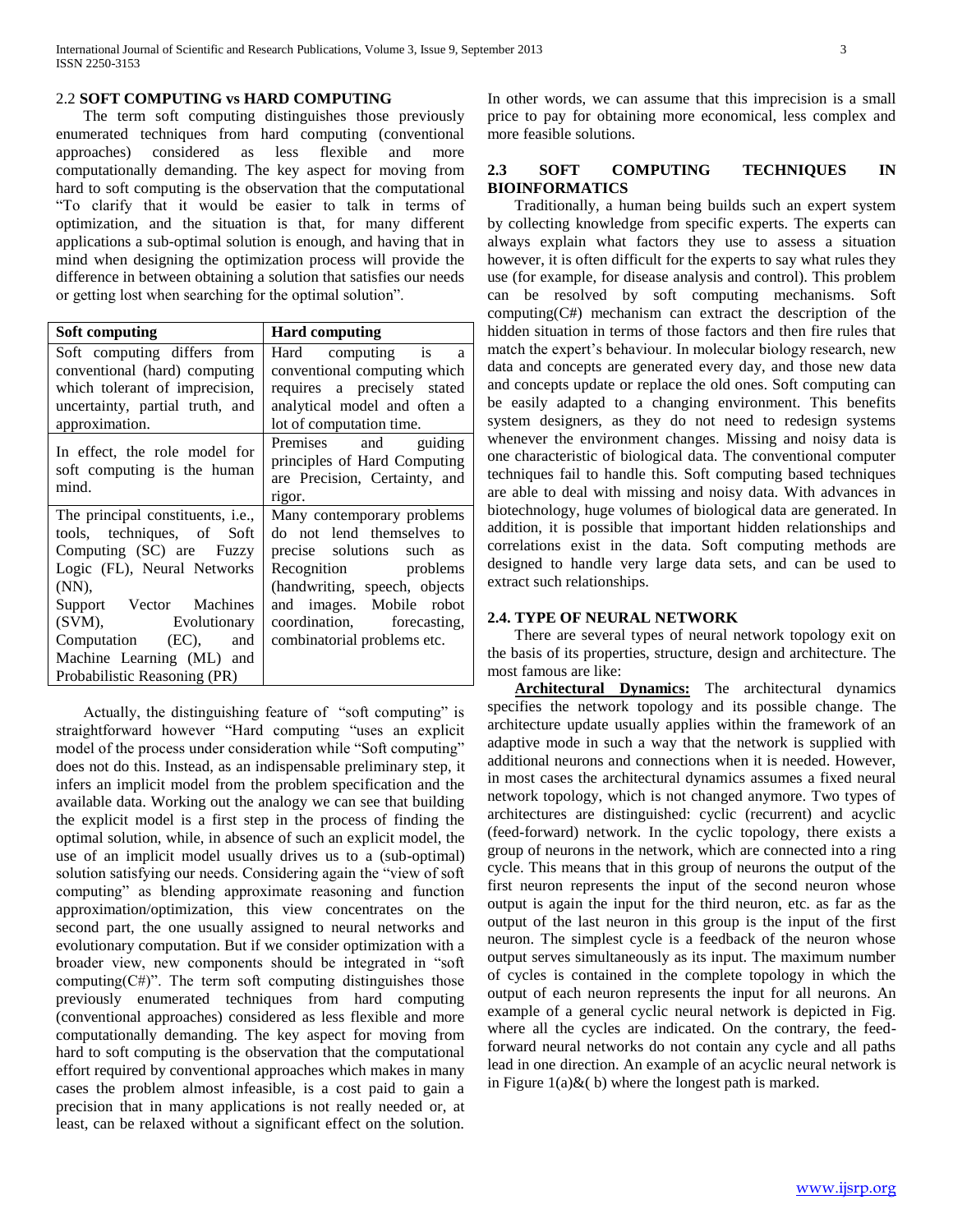### 2.2 **SOFT COMPUTING vs HARD COMPUTING**

The term soft computing distinguishes those previously enumerated techniques from hard computing (conventional approaches) considered as less flexible and more computationally demanding. The key aspect for moving from hard to soft computing is the observation that the computational "To clarify that it would be easier to talk in terms of optimization, and the situation is that, for many different applications a sub-optimal solution is enough, and having that in mind when designing the optimization process will provide the difference in between obtaining a solution that satisfies our needs or getting lost when searching for the optimal solution".

| **Soft computing** | **Hard computing** |
|---|---|
| Soft computing differs from conventional (hard) computing which tolerant of imprecision, uncertainty, partial truth, and approximation. | Hard computing is a conventional computing which requires a precisely stated analytical model and often a lot of computation time. |
| In effect, the role model for soft computing is the human mind. | Premises and guiding principles of Hard Computing are Precision, Certainty, and rigor. |
| The principal constituents, i.e., tools, techniques, of Soft Computing (SC) are Fuzzy Logic (FL), Neural Networks (NN), Support Vector Machines (SVM), Evolutionary Computation (EC), and Machine Learning (ML) and Probabilistic Reasoning (PR) | Many contemporary problems do not lend themselves to precise solutions such as Recognition problems (handwriting, speech, objects and images. Mobile robot coordination, forecasting, combinatorial problems etc. |

Actually, the distinguishing feature of "soft computing" is straightforward however "Hard computing "uses an explicit model of the process under consideration while "Soft computing" does not do this. Instead, as an indispensable preliminary step, it infers an implicit model from the problem specification and the available data. Working out the analogy we can see that building the explicit model is a first step in the process of finding the optimal solution, while, in absence of such an explicit model, the use of an implicit model usually drives us to a (sub-optimal) solution satisfying our needs. Considering again the "view of soft computing" as blending approximate reasoning and function approximation/optimization, this view concentrates on the second part, the one usually assigned to neural networks and evolutionary computation. But if we consider optimization with a broader view, new components should be integrated in "soft computing(C#)". The term soft computing distinguishes those previously enumerated techniques from hard computing (conventional approaches) considered as less flexible and more computationally demanding. The key aspect for moving from hard to soft computing is the observation that the computational effort required by conventional approaches which makes in many cases the problem almost infeasible, is a cost paid to gain a precision that in many applications is not really needed or, at least, can be relaxed without a significant effect on the solution. In other words, we can assume that this imprecision is a small price to pay for obtaining more economical, less complex and more feasible solutions.

### 2.3 SOFT COMPUTING TECHNIQUES IN BIOINFORMATICS

Traditionally, a human being builds such an expert system by collecting knowledge from specific experts. The experts can always explain what factors they use to assess a situation however, it is often difficult for the experts to say what rules they use (for example, for disease analysis and control). This problem can be resolved by soft computing mechanisms. Soft computing(C#) mechanism can extract the description of the hidden situation in terms of those factors and then fire rules that match the expert's behaviour. In molecular biology research, new data and concepts are generated every day, and those new data and concepts update or replace the old ones. Soft computing can be easily adapted to a changing environment. This benefits system designers, as they do not need to redesign systems whenever the environment changes. Missing and noisy data is one characteristic of biological data. The conventional computer techniques fail to handle this. Soft computing based techniques are able to deal with missing and noisy data. With advances in biotechnology, huge volumes of biological data are generated. In addition, it is possible that important hidden relationships and correlations exist in the data. Soft computing methods are designed to handle very large data sets, and can be used to extract such relationships.

### 2.4. TYPE OF NEURAL NETWORK

There are several types of neural network topology exit on the basis of its properties, structure, design and architecture. The most famous are like:

**Architectural Dynamics:** The architectural dynamics specifies the network topology and its possible change. The architecture update usually applies within the framework of an adaptive mode in such a way that the network is supplied with additional neurons and connections when it is needed. However, in most cases the architectural dynamics assumes a fixed neural network topology, which is not changed anymore. Two types of architectures are distinguished: cyclic (recurrent) and acyclic (feed-forward) network. In the cyclic topology, there exists a group of neurons in the network, which are connected into a ring cycle. This means that in this group of neurons the output of the first neuron represents the input of the second neuron whose output is again the input for the third neuron, etc. as far as the output of the last neuron in this group is the input of the first neuron. The simplest cycle is a feedback of the neuron whose output serves simultaneously as its input. The maximum number of cycles is contained in the complete topology in which the output of each neuron represents the input for all neurons. An example of a general cyclic neural network is depicted in Fig. where all the cycles are indicated. On the contrary, the feed-forward neural networks do not contain any cycle and all paths lead in one direction. An example of an acyclic neural network is in Figure 1(a)&( b) where the longest path is marked.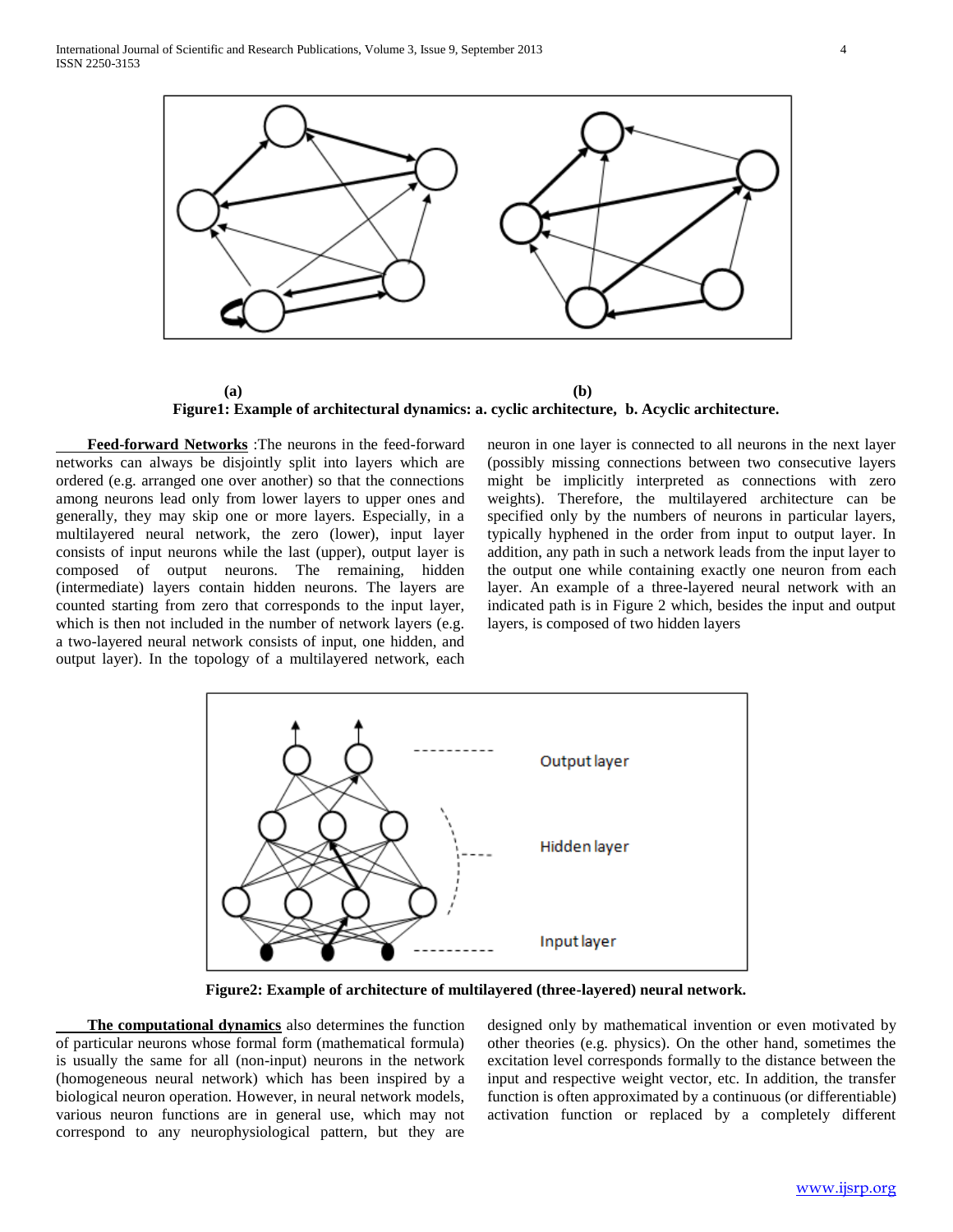(a) (b)

**Figure1: Example of architectural dynamics: a. cyclic architecture, b. Acyclic architecture.**

**Feed-forward Networks** :The neurons in the feed-forward networks can always be disjointly split into layers which are ordered (e.g. arranged one over another) so that the connections among neurons lead only from lower layers to upper ones and generally, they may skip one or more layers. Especially, in a multilayered neural network, the zero (lower), input layer consists of input neurons while the last (upper), output layer is composed of output neurons. The remaining, hidden (intermediate) layers contain hidden neurons. The layers are counted starting from zero that corresponds to the input layer, which is then not included in the number of network layers (e.g. a two-layered neural network consists of input, one hidden, and output layer). In the topology of a multilayered network, each neuron in one layer is connected to all neurons in the next layer (possibly missing connections between two consecutive layers might be implicitly interpreted as connections with zero weights). Therefore, the multilayered architecture can be specified only by the numbers of neurons in particular layers, typically hyphened in the order from input to output layer. In addition, any path in such a network leads from the input layer to the output one while containing exactly one neuron from each layer. An example of a three-layered neural network with an indicated path is in Figure 2 which, besides the input and output layers, is composed of two hidden layers

**Figure2: Example of architecture of multilayered (three-layered) neural network.**

**The computational dynamics** also determines the function of particular neurons whose formal form (mathematical formula) is usually the same for all (non-input) neurons in the network (homogeneous neural network) which has been inspired by a biological neuron operation. However, in neural network models, various neuron functions are in general use, which may not correspond to any neurophysiological pattern, but they are designed only by mathematical invention or even motivated by other theories (e.g. physics). On the other hand, sometimes the excitation level corresponds formally to the distance between the input and respective weight vector, etc. In addition, the transfer function is often approximated by a continuous (or differentiable) activation function or replaced by a completely different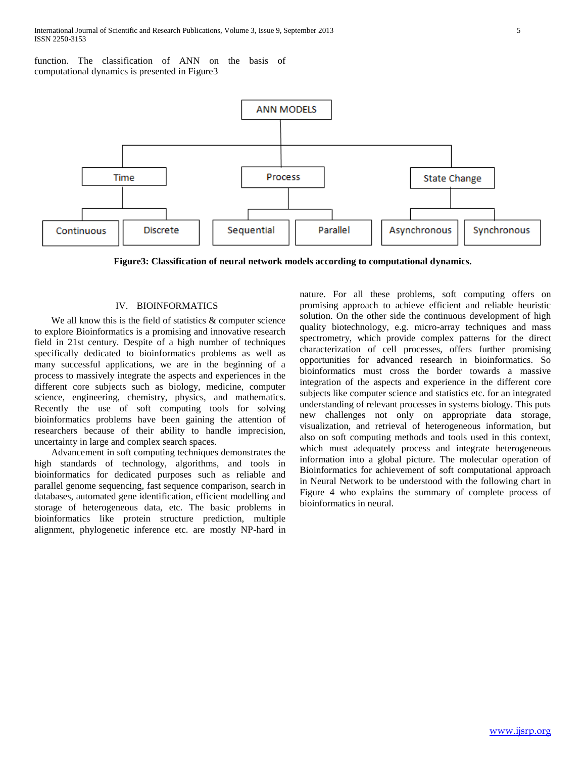function. The classification of ANN on the basis of computational dynamics is presented in Figure3

- ANN MODELS
  - Time
    - Continuous
    - Discrete
  - Process
    - Sequential
    - Parallel
  - State Change
    - Asynchronous
    - Synchronous

**Figure3: Classification of neural network models according to computational dynamics.**

## IV. BIOINFORMATICS

We all know this is the field of statistics & computer science to explore Bioinformatics is a promising and innovative research field in 21st century. Despite of a high number of techniques specifically dedicated to bioinformatics problems as well as many successful applications, we are in the beginning of a process to massively integrate the aspects and experiences in the different core subjects such as biology, medicine, computer science, engineering, chemistry, physics, and mathematics. Recently the use of soft computing tools for solving bioinformatics problems have been gaining the attention of researchers because of their ability to handle imprecision, uncertainty in large and complex search spaces.

Advancement in soft computing techniques demonstrates the high standards of technology, algorithms, and tools in bioinformatics for dedicated purposes such as reliable and parallel genome sequencing, fast sequence comparison, search in databases, automated gene identification, efficient modelling and storage of heterogeneous data, etc. The basic problems in bioinformatics like protein structure prediction, multiple alignment, phylogenetic inference etc. are mostly NP-hard in nature. For all these problems, soft computing offers on promising approach to achieve efficient and reliable heuristic solution. On the other side the continuous development of high quality biotechnology, e.g. micro-array techniques and mass spectrometry, which provide complex patterns for the direct characterization of cell processes, offers further promising opportunities for advanced research in bioinformatics. So bioinformatics must cross the border towards a massive integration of the aspects and experience in the different core subjects like computer science and statistics etc. for an integrated understanding of relevant processes in systems biology. This puts new challenges not only on appropriate data storage, visualization, and retrieval of heterogeneous information, but also on soft computing methods and tools used in this context, which must adequately process and integrate heterogeneous information into a global picture. The molecular operation of Bioinformatics for achievement of soft computational approach in Neural Network to be understood with the following chart in Figure 4 who explains the summary of complete process of bioinformatics in neural.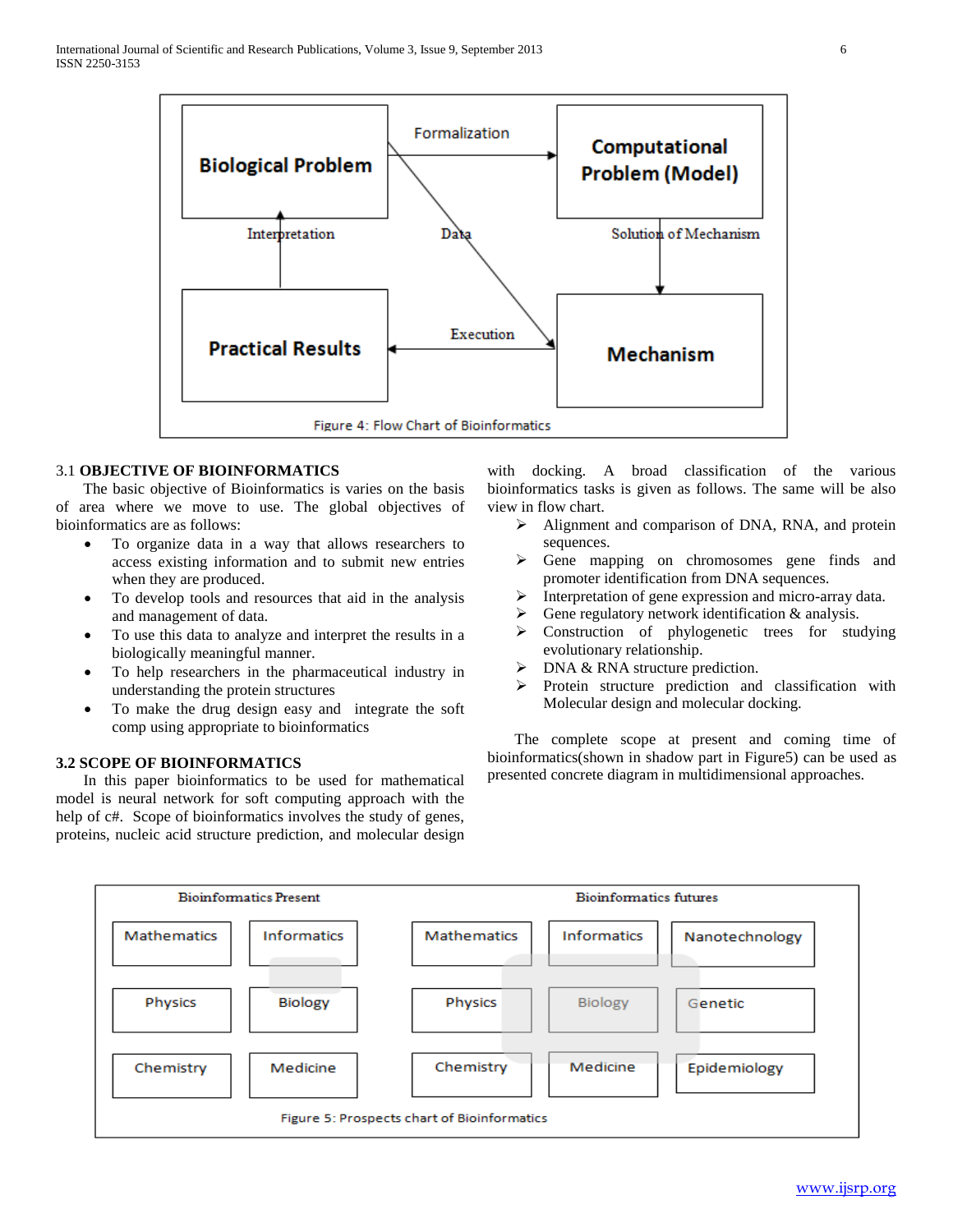Figure 4: Flow Chart of Bioinformatics

### 3.1 OBJECTIVE OF BIOINFORMATICS

The basic objective of Bioinformatics is varies on the basis of area where we move to use. The global objectives of bioinformatics are as follows:

- To organize data in a way that allows researchers to access existing information and to submit new entries when they are produced.
- To develop tools and resources that aid in the analysis and management of data.
- To use this data to analyze and interpret the results in a biologically meaningful manner.
- To help researchers in the pharmaceutical industry in understanding the protein structures
- To make the drug design easy and integrate the soft comp using appropriate to bioinformatics

### 3.2 SCOPE OF BIOINFORMATICS

In this paper bioinformatics to be used for mathematical model is neural network for soft computing approach with the help of c#. Scope of bioinformatics involves the study of genes, proteins, nucleic acid structure prediction, and molecular design with docking. A broad classification of the various bioinformatics tasks is given as follows. The same will be also view in flow chart.

- Alignment and comparison of DNA, RNA, and protein sequences.
- Gene mapping on chromosomes gene finds and promoter identification from DNA sequences.
- Interpretation of gene expression and micro-array data.
- Gene regulatory network identification & analysis.
- Construction of phylogenetic trees for studying evolutionary relationship.
- DNA & RNA structure prediction.
- Protein structure prediction and classification with Molecular design and molecular docking.

The complete scope at present and coming time of bioinformatics(shown in shadow part in Figure5) can be used as presented concrete diagram in multidimensional approaches.

Figure 5: Prospects chart of Bioinformatics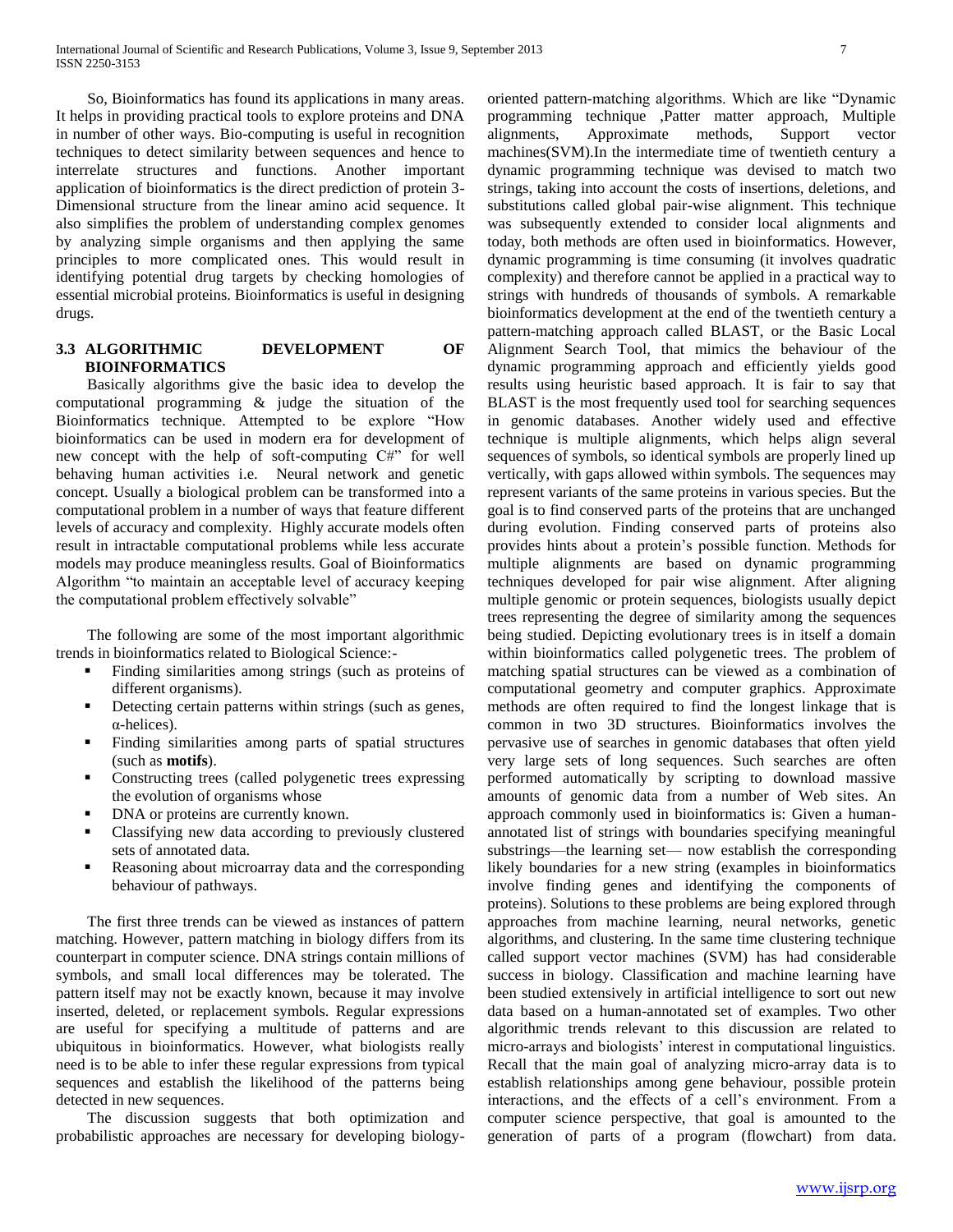So, Bioinformatics has found its applications in many areas. It helps in providing practical tools to explore proteins and DNA in number of other ways. Bio-computing is useful in recognition techniques to detect similarity between sequences and hence to interrelate structures and functions. Another important application of bioinformatics is the direct prediction of protein 3-Dimensional structure from the linear amino acid sequence. It also simplifies the problem of understanding complex genomes by analyzing simple organisms and then applying the same principles to more complicated ones. This would result in identifying potential drug targets by checking homologies of essential microbial proteins. Bioinformatics is useful in designing drugs.

### 3.3 ALGORITHMIC DEVELOPMENT OF BIOINFORMATICS

Basically algorithms give the basic idea to develop the computational programming & judge the situation of the Bioinformatics technique. Attempted to be explore "How bioinformatics can be used in modern era for development of new concept with the help of soft-computing C#" for well behaving human activities i.e. Neural network and genetic concept. Usually a biological problem can be transformed into a computational problem in a number of ways that feature different levels of accuracy and complexity. Highly accurate models often result in intractable computational problems while less accurate models may produce meaningless results. Goal of Bioinformatics Algorithm "to maintain an acceptable level of accuracy keeping the computational problem effectively solvable"

The following are some of the most important algorithmic trends in bioinformatics related to Biological Science:-

- Finding similarities among strings (such as proteins of different organisms).
- Detecting certain patterns within strings (such as genes, α-helices).
- Finding similarities among parts of spatial structures (such as **motifs**).
- Constructing trees (called polygenetic trees expressing the evolution of organisms whose
- DNA or proteins are currently known.
- Classifying new data according to previously clustered sets of annotated data.
- Reasoning about microarray data and the corresponding behaviour of pathways.

The first three trends can be viewed as instances of pattern matching. However, pattern matching in biology differs from its counterpart in computer science. DNA strings contain millions of symbols, and small local differences may be tolerated. The pattern itself may not be exactly known, because it may involve inserted, deleted, or replacement symbols. Regular expressions are useful for specifying a multitude of patterns and are ubiquitous in bioinformatics. However, what biologists really need is to be able to infer these regular expressions from typical sequences and establish the likelihood of the patterns being detected in new sequences.

The discussion suggests that both optimization and probabilistic approaches are necessary for developing biology-oriented pattern-matching algorithms. Which are like "Dynamic programming technique ,Patter matter approach, Multiple alignments, Approximate methods, Support vector machines(SVM).In the intermediate time of twentieth century a dynamic programming technique was devised to match two strings, taking into account the costs of insertions, deletions, and substitutions called global pair-wise alignment. This technique was subsequently extended to consider local alignments and today, both methods are often used in bioinformatics. However, dynamic programming is time consuming (it involves quadratic complexity) and therefore cannot be applied in a practical way to strings with hundreds of thousands of symbols. A remarkable bioinformatics development at the end of the twentieth century a pattern-matching approach called BLAST, or the Basic Local Alignment Search Tool, that mimics the behaviour of the dynamic programming approach and efficiently yields good results using heuristic based approach. It is fair to say that BLAST is the most frequently used tool for searching sequences in genomic databases. Another widely used and effective technique is multiple alignments, which helps align several sequences of symbols, so identical symbols are properly lined up vertically, with gaps allowed within symbols. The sequences may represent variants of the same proteins in various species. But the goal is to find conserved parts of the proteins that are unchanged during evolution. Finding conserved parts of proteins also provides hints about a protein's possible function. Methods for multiple alignments are based on dynamic programming techniques developed for pair wise alignment. After aligning multiple genomic or protein sequences, biologists usually depict trees representing the degree of similarity among the sequences being studied. Depicting evolutionary trees is in itself a domain within bioinformatics called polygenetic trees. The problem of matching spatial structures can be viewed as a combination of computational geometry and computer graphics. Approximate methods are often required to find the longest linkage that is common in two 3D structures. Bioinformatics involves the pervasive use of searches in genomic databases that often yield very large sets of long sequences. Such searches are often performed automatically by scripting to download massive amounts of genomic data from a number of Web sites. An approach commonly used in bioinformatics is: Given a human-annotated list of strings with boundaries specifying meaningful substrings—the learning set— now establish the corresponding likely boundaries for a new string (examples in bioinformatics involve finding genes and identifying the components of proteins). Solutions to these problems are being explored through approaches from machine learning, neural networks, genetic algorithms, and clustering. In the same time clustering technique called support vector machines (SVM) has had considerable success in biology. Classification and machine learning have been studied extensively in artificial intelligence to sort out new data based on a human-annotated set of examples. Two other algorithmic trends relevant to this discussion are related to micro-arrays and biologists' interest in computational linguistics. Recall that the main goal of analyzing micro-array data is to establish relationships among gene behaviour, possible protein interactions, and the effects of a cell's environment. From a computer science perspective, that goal is amounted to the generation of parts of a program (flowchart) from data.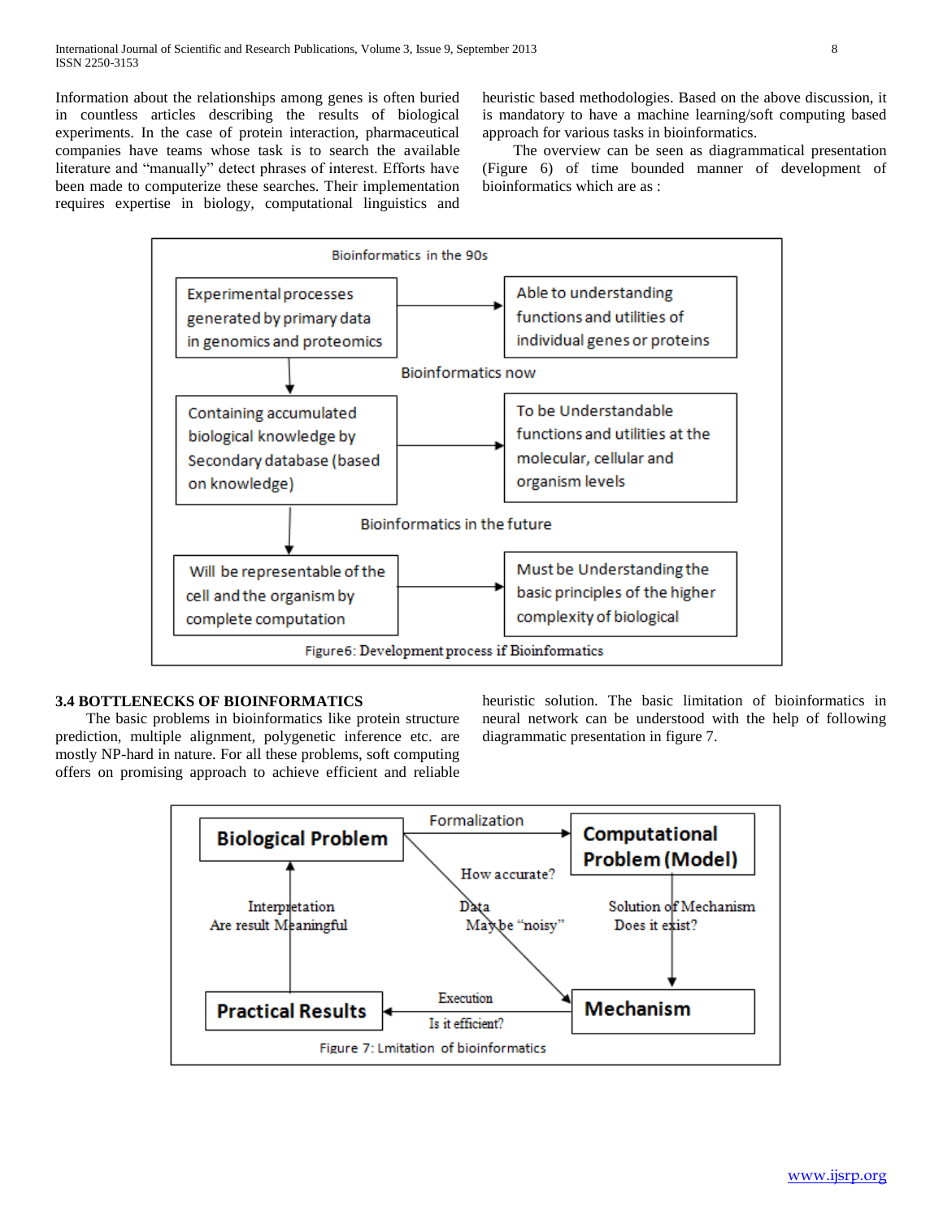Information about the relationships among genes is often buried in countless articles describing the results of biological experiments. In the case of protein interaction, pharmaceutical companies have teams whose task is to search the available literature and "manually" detect phrases of interest. Efforts have been made to computerize these searches. Their implementation requires expertise in biology, computational linguistics and heuristic based methodologies. Based on the above discussion, it is mandatory to have a machine learning/soft computing based approach for various tasks in bioinformatics.

The overview can be seen as diagrammatical presentation (Figure 6) of time bounded manner of development of bioinformatics which are as :

Bioinformatics in the 90s

Experimental processes generated by primary data in genomics and proteomics → Able to understanding functions and utilities of individual genes or proteins

Bioinformatics now

Containing accumulated biological knowledge by Secondary database (based on knowledge) → To be Understandable functions and utilities at the molecular, cellular and organism levels

Bioinformatics in the future

Will be representable of the cell and the organism by complete computation → Must be Understanding the basic principles of the higher complexity of biological

Figure6: Development process if Bioinformatics

### 3.4 BOTTLENECKS OF BIOINFORMATICS

The basic problems in bioinformatics like protein structure prediction, multiple alignment, polygenetic inference etc. are mostly NP-hard in nature. For all these problems, soft computing offers on promising approach to achieve efficient and reliable heuristic solution. The basic limitation of bioinformatics in neural network can be understood with the help of following diagrammatic presentation in figure 7.

Biological Problem → Formalization → Computational Problem (Model)

How accurate?

Data Maybe "noisy"

Solution of Mechanism Does it exist?

Interpretation Are result Meaningful

Mechanism → Execution Is it efficient? → Practical Results

Figure 7: Lmitation of bioinformatics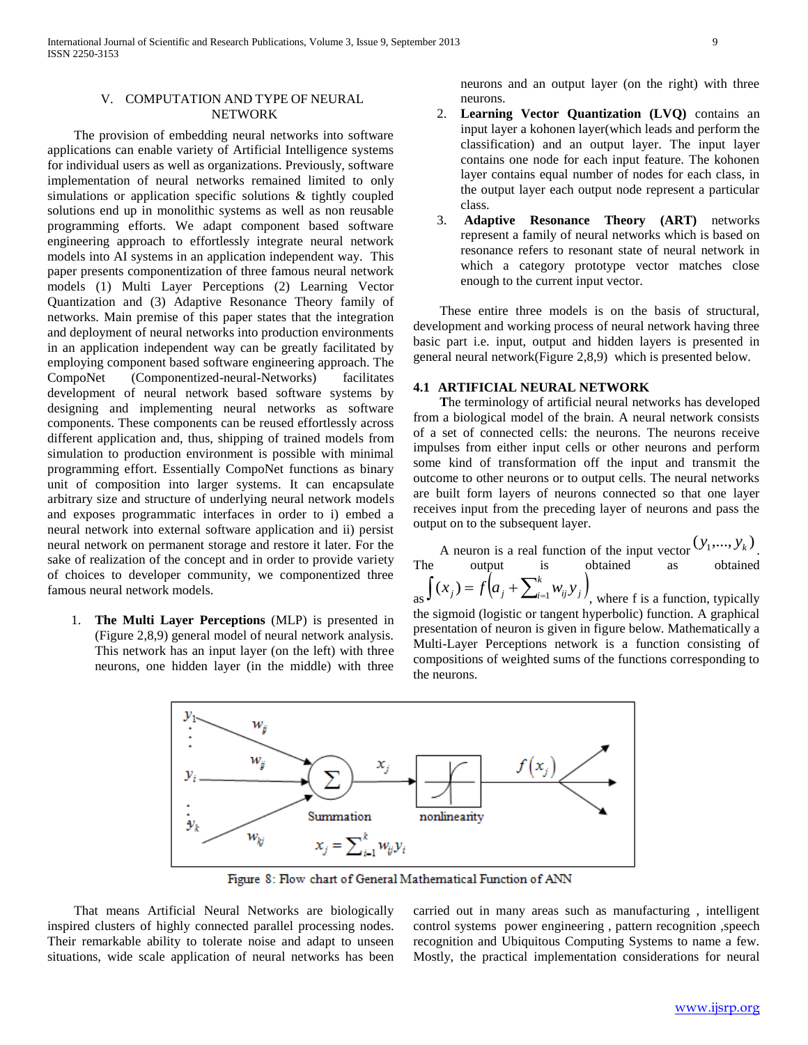## V. COMPUTATION AND TYPE OF NEURAL NETWORK

The provision of embedding neural networks into software applications can enable variety of Artificial Intelligence systems for individual users as well as organizations. Previously, software implementation of neural networks remained limited to only simulations or application specific solutions & tightly coupled solutions end up in monolithic systems as well as non reusable programming efforts. We adapt component based software engineering approach to effortlessly integrate neural network models into AI systems in an application independent way. This paper presents componentization of three famous neural network models (1) Multi Layer Perceptions (2) Learning Vector Quantization and (3) Adaptive Resonance Theory family of networks. Main premise of this paper states that the integration and deployment of neural networks into production environments in an application independent way can be greatly facilitated by employing component based software engineering approach. The CompoNet (Componentized-neural-Networks) facilitates development of neural network based software systems by designing and implementing neural networks as software components. These components can be reused effortlessly across different application and, thus, shipping of trained models from simulation to production environment is possible with minimal programming effort. Essentially CompoNet functions as binary unit of composition into larger systems. It can encapsulate arbitrary size and structure of underlying neural network models and exposes programmatic interfaces in order to i) embed a neural network into external software application and ii) persist neural network on permanent storage and restore it later. For the sake of realization of the concept and in order to provide variety of choices to developer community, we componentized three famous neural network models.

1. **The Multi Layer Perceptions** (MLP) is presented in (Figure 2,8,9) general model of neural network analysis. This network has an input layer (on the left) with three neurons, one hidden layer (in the middle) with three neurons and an output layer (on the right) with three neurons.
2. **Learning Vector Quantization (LVQ)** contains an input layer a kohonen layer(which leads and perform the classification) and an output layer. The input layer contains one node for each input feature. The kohonen layer contains equal number of nodes for each class, in the output layer each output node represent a particular class.
3. **Adaptive Resonance Theory (ART)** networks represent a family of neural networks which is based on resonance refers to resonant state of neural network in which a category prototype vector matches close enough to the current input vector.

These entire three models is on the basis of structural, development and working process of neural network having three basic part i.e. input, output and hidden layers is presented in general neural network(Figure 2,8,9) which is presented below.

### 4.1 ARTIFICIAL NEURAL NETWORK

The terminology of artificial neural networks has developed from a biological model of the brain. A neural network consists of a set of connected cells: the neurons. The neurons receive impulses from either input cells or other neurons and perform some kind of transformation off the input and transmit the outcome to other neurons or to output cells. The neural networks are built form layers of neurons connected so that one layer receives input from the preceding layer of neurons and pass the output on to the subsequent layer.

A neuron is a real function of the input vector $(y_1,\ldots,y_k)$. The output is obtained as obtained as $\int(x_j) = f\left(a_j + \sum_{i=1}^{k} w_{ij} y_j\right)$, where f is a function, typically the sigmoid (logistic or tangent hyperbolic) function. A graphical presentation of neuron is given in figure below. Mathematically a Multi-Layer Perceptions network is a function consisting of compositions of weighted sums of the functions corresponding to the neurons.

Figure 8: Flow chart of General Mathematical Function of ANN

That means Artificial Neural Networks are biologically inspired clusters of highly connected parallel processing nodes. Their remarkable ability to tolerate noise and adapt to unseen situations, wide scale application of neural networks has been carried out in many areas such as manufacturing , intelligent control systems power engineering , pattern recognition ,speech recognition and Ubiquitous Computing Systems to name a few. Mostly, the practical implementation considerations for neural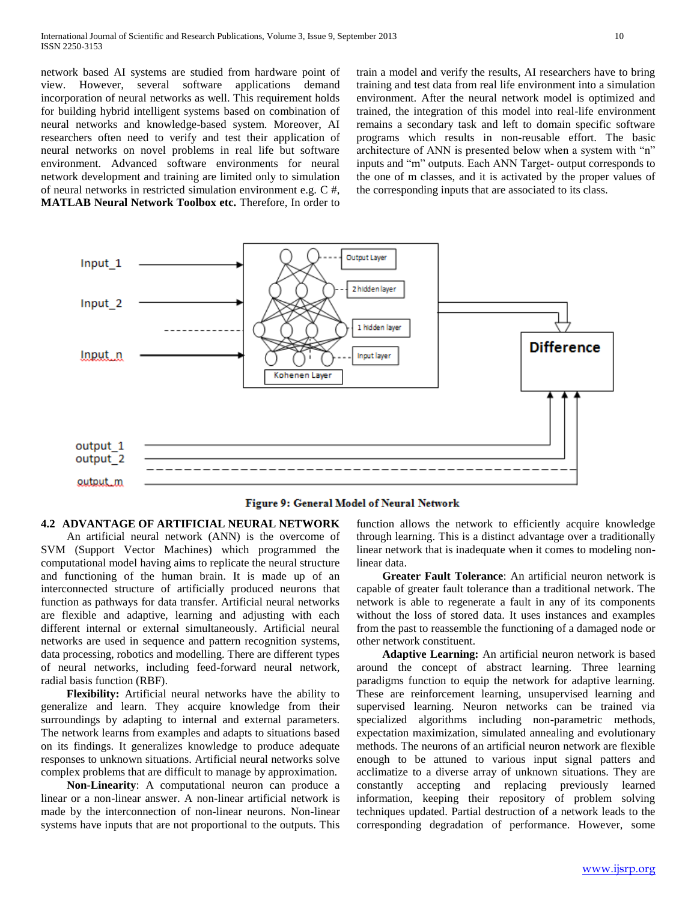network based AI systems are studied from hardware point of view. However, several software applications demand incorporation of neural networks as well. This requirement holds for building hybrid intelligent systems based on combination of neural networks and knowledge-based system. Moreover, AI researchers often need to verify and test their application of neural networks on novel problems in real life but software environment. Advanced software environments for neural network development and training are limited only to simulation of neural networks in restricted simulation environment e.g. C #, **MATLAB Neural Network Toolbox etc.** Therefore, In order to train a model and verify the results, AI researchers have to bring training and test data from real life environment into a simulation environment. After the neural network model is optimized and trained, the integration of this model into real-life environment remains a secondary task and left to domain specific software programs which results in non-reusable effort. The basic architecture of ANN is presented below when a system with "n" inputs and "m" outputs. Each ANN Target- output corresponds to the one of m classes, and it is activated by the proper values of the corresponding inputs that are associated to its class.

**Figure 9: General Model of Neural Network**

### 4.2 ADVANTAGE OF ARTIFICIAL NEURAL NETWORK

An artificial neural network (ANN) is the overcome of SVM (Support Vector Machines) which programmed the computational model having aims to replicate the neural structure and functioning of the human brain. It is made up of an interconnected structure of artificially produced neurons that function as pathways for data transfer. Artificial neural networks are flexible and adaptive, learning and adjusting with each different internal or external simultaneously. Artificial neural networks are used in sequence and pattern recognition systems, data processing, robotics and modelling. There are different types of neural networks, including feed-forward neural network, radial basis function (RBF).

**Flexibility:** Artificial neural networks have the ability to generalize and learn. They acquire knowledge from their surroundings by adapting to internal and external parameters. The network learns from examples and adapts to situations based on its findings. It generalizes knowledge to produce adequate responses to unknown situations. Artificial neural networks solve complex problems that are difficult to manage by approximation.

**Non-Linearity**: A computational neuron can produce a linear or a non-linear answer. A non-linear artificial network is made by the interconnection of non-linear neurons. Non-linear systems have inputs that are not proportional to the outputs. This function allows the network to efficiently acquire knowledge through learning. This is a distinct advantage over a traditionally linear network that is inadequate when it comes to modeling non-linear data.

**Greater Fault Tolerance**: An artificial neuron network is capable of greater fault tolerance than a traditional network. The network is able to regenerate a fault in any of its components without the loss of stored data. It uses instances and examples from the past to reassemble the functioning of a damaged node or other network constituent.

**Adaptive Learning:** An artificial neuron network is based around the concept of abstract learning. Three learning paradigms function to equip the network for adaptive learning. These are reinforcement learning, unsupervised learning and supervised learning. Neuron networks can be trained via specialized algorithms including non-parametric methods, expectation maximization, simulated annealing and evolutionary methods. The neurons of an artificial neuron network are flexible enough to be attuned to various input signal patters and acclimatize to a diverse array of unknown situations. They are constantly accepting and replacing previously learned information, keeping their repository of problem solving techniques updated. Partial destruction of a network leads to the corresponding degradation of performance. However, some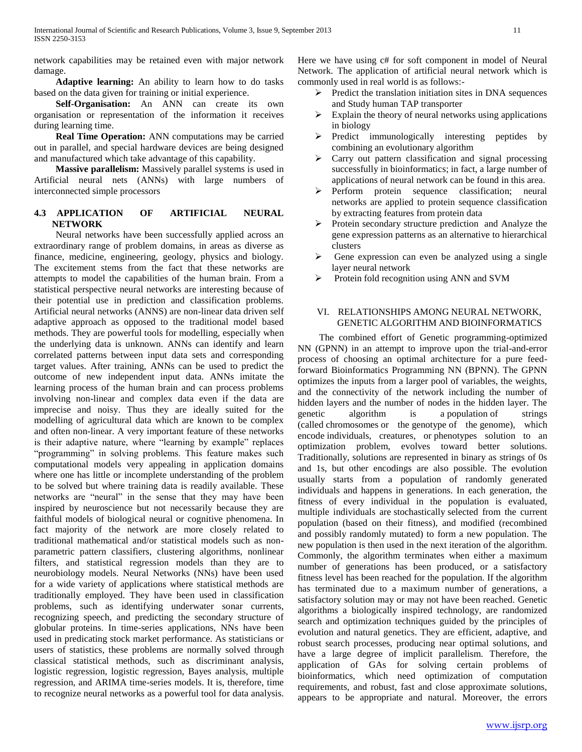network capabilities may be retained even with major network damage.

**Adaptive learning:** An ability to learn how to do tasks based on the data given for training or initial experience.

**Self-Organisation:** An ANN can create its own organisation or representation of the information it receives during learning time.

**Real Time Operation:** ANN computations may be carried out in parallel, and special hardware devices are being designed and manufactured which take advantage of this capability.

**Massive parallelism:** Massively parallel systems is used in Artificial neural nets (ANNs) with large numbers of interconnected simple processors

### 4.3 APPLICATION OF ARTIFICIAL NEURAL NETWORK

Neural networks have been successfully applied across an extraordinary range of problem domains, in areas as diverse as finance, medicine, engineering, geology, physics and biology. The excitement stems from the fact that these networks are attempts to model the capabilities of the human brain. From a statistical perspective neural networks are interesting because of their potential use in prediction and classification problems. Artificial neural networks (ANNS) are non-linear data driven self adaptive approach as opposed to the traditional model based methods. They are powerful tools for modelling, especially when the underlying data is unknown. ANNs can identify and learn correlated patterns between input data sets and corresponding target values. After training, ANNs can be used to predict the outcome of new independent input data. ANNs imitate the learning process of the human brain and can process problems involving non-linear and complex data even if the data are imprecise and noisy. Thus they are ideally suited for the modelling of agricultural data which are known to be complex and often non-linear. A very important feature of these networks is their adaptive nature, where "learning by example" replaces "programming" in solving problems. This feature makes such computational models very appealing in application domains where one has little or incomplete understanding of the problem to be solved but where training data is readily available. These networks are "neural" in the sense that they may have been inspired by neuroscience but not necessarily because they are faithful models of biological neural or cognitive phenomena. In fact majority of the network are more closely related to traditional mathematical and/or statistical models such as non-parametric pattern classifiers, clustering algorithms, nonlinear filters, and statistical regression models than they are to neurobiology models. Neural Networks (NNs) have been used for a wide variety of applications where statistical methods are traditionally employed. They have been used in classification problems, such as identifying underwater sonar currents, recognizing speech, and predicting the secondary structure of globular proteins. In time-series applications, NNs have been used in predicating stock market performance. As statisticians or users of statistics, these problems are normally solved through classical statistical methods, such as discriminant analysis, logistic regression, logistic regression, Bayes analysis, multiple regression, and ARIMA time-series models. It is, therefore, time to recognize neural networks as a powerful tool for data analysis.

Here we have using c# for soft component in model of Neural Network. The application of artificial neural network which is commonly used in real world is as follows:-

- Predict the translation initiation sites in DNA sequences and Study human TAP transporter
- Explain the theory of neural networks using applications in biology
- Predict immunologically interesting peptides by combining an evolutionary algorithm
- Carry out pattern classification and signal processing successfully in bioinformatics; in fact, a large number of applications of neural network can be found in this area.
- Perform protein sequence classification; neural networks are applied to protein sequence classification by extracting features from protein data
- Protein secondary structure prediction and Analyze the gene expression patterns as an alternative to hierarchical clusters
- Gene expression can even be analyzed using a single layer neural network
- Protein fold recognition using ANN and SVM

## VI. RELATIONSHIPS AMONG NEURAL NETWORK, GENETIC ALGORITHM AND BIOINFORMATICS

The combined effort of Genetic programming-optimized NN (GPNN) in an attempt to improve upon the trial-and-error process of choosing an optimal architecture for a pure feed-forward Bioinformatics Programming NN (BPNN). The GPNN optimizes the inputs from a larger pool of variables, the weights, and the connectivity of the network including the number of hidden layers and the number of nodes in the hidden layer. The genetic algorithm is a population of strings (called chromosomes or the genotype of the genome), which encode individuals, creatures, or phenotypes solution to an optimization problem, evolves toward better solutions. Traditionally, solutions are represented in binary as strings of 0s and 1s, but other encodings are also possible. The evolution usually starts from a population of randomly generated individuals and happens in generations. In each generation, the fitness of every individual in the population is evaluated, multiple individuals are stochastically selected from the current population (based on their fitness), and modified (recombined and possibly randomly mutated) to form a new population. The new population is then used in the next iteration of the algorithm. Commonly, the algorithm terminates when either a maximum number of generations has been produced, or a satisfactory fitness level has been reached for the population. If the algorithm has terminated due to a maximum number of generations, a satisfactory solution may or may not have been reached. Genetic algorithms a biologically inspired technology, are randomized search and optimization techniques guided by the principles of evolution and natural genetics. They are efficient, adaptive, and robust search processes, producing near optimal solutions, and have a large degree of implicit parallelism. Therefore, the application of GAs for solving certain problems of bioinformatics, which need optimization of computation requirements, and robust, fast and close approximate solutions, appears to be appropriate and natural. Moreover, the errors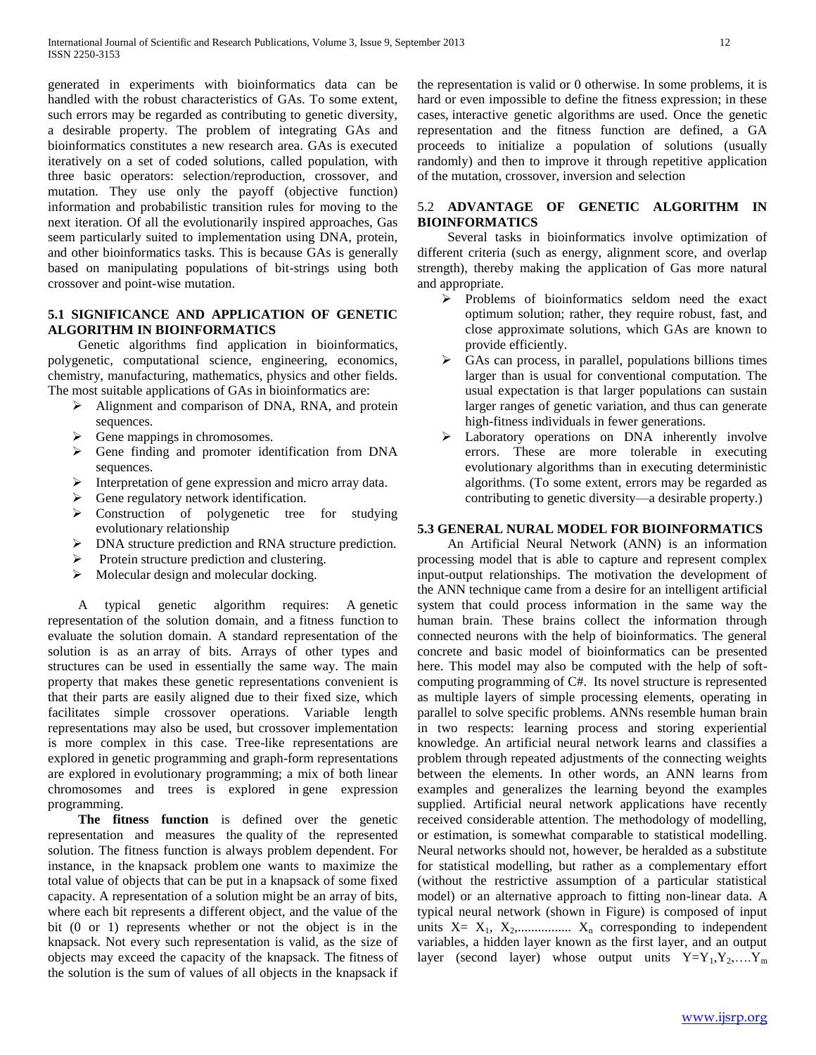generated in experiments with bioinformatics data can be handled with the robust characteristics of GAs. To some extent, such errors may be regarded as contributing to genetic diversity, a desirable property. The problem of integrating GAs and bioinformatics constitutes a new research area. GAs is executed iteratively on a set of coded solutions, called population, with three basic operators: selection/reproduction, crossover, and mutation. They use only the payoff (objective function) information and probabilistic transition rules for moving to the next iteration. Of all the evolutionarily inspired approaches, Gas seem particularly suited to implementation using DNA, protein, and other bioinformatics tasks. This is because GAs is generally based on manipulating populations of bit-strings using both crossover and point-wise mutation.

### 5.1 SIGNIFICANCE AND APPLICATION OF GENETIC ALGORITHM IN BIOINFORMATICS

Genetic algorithms find application in bioinformatics, polygenetic, computational science, engineering, economics, chemistry, manufacturing, mathematics, physics and other fields. The most suitable applications of GAs in bioinformatics are:

- Alignment and comparison of DNA, RNA, and protein sequences.
- Gene mappings in chromosomes.
- Gene finding and promoter identification from DNA sequences.
- Interpretation of gene expression and micro array data.
- Gene regulatory network identification.
- Construction of polygenetic tree for studying evolutionary relationship
- DNA structure prediction and RNA structure prediction.
- Protein structure prediction and clustering.
- Molecular design and molecular docking.

A typical genetic algorithm requires: A genetic representation of the solution domain, and a fitness function to evaluate the solution domain. A standard representation of the solution is as an array of bits. Arrays of other types and structures can be used in essentially the same way. The main property that makes these genetic representations convenient is that their parts are easily aligned due to their fixed size, which facilitates simple crossover operations. Variable length representations may also be used, but crossover implementation is more complex in this case. Tree-like representations are explored in genetic programming and graph-form representations are explored in evolutionary programming; a mix of both linear chromosomes and trees is explored in gene expression programming.

**The fitness function** is defined over the genetic representation and measures the quality of the represented solution. The fitness function is always problem dependent. For instance, in the knapsack problem one wants to maximize the total value of objects that can be put in a knapsack of some fixed capacity. A representation of a solution might be an array of bits, where each bit represents a different object, and the value of the bit (0 or 1) represents whether or not the object is in the knapsack. Not every such representation is valid, as the size of objects may exceed the capacity of the knapsack. The fitness of the solution is the sum of values of all objects in the knapsack if the representation is valid or 0 otherwise. In some problems, it is hard or even impossible to define the fitness expression; in these cases, interactive genetic algorithms are used. Once the genetic representation and the fitness function are defined, a GA proceeds to initialize a population of solutions (usually randomly) and then to improve it through repetitive application of the mutation, crossover, inversion and selection

### 5.2 ADVANTAGE OF GENETIC ALGORITHM IN BIOINFORMATICS

Several tasks in bioinformatics involve optimization of different criteria (such as energy, alignment score, and overlap strength), thereby making the application of Gas more natural and appropriate.

- Problems of bioinformatics seldom need the exact optimum solution; rather, they require robust, fast, and close approximate solutions, which GAs are known to provide efficiently.
- GAs can process, in parallel, populations billions times larger than is usual for conventional computation. The usual expectation is that larger populations can sustain larger ranges of genetic variation, and thus can generate high-fitness individuals in fewer generations.
- Laboratory operations on DNA inherently involve errors. These are more tolerable in executing evolutionary algorithms than in executing deterministic algorithms. (To some extent, errors may be regarded as contributing to genetic diversity—a desirable property.)

### 5.3 GENERAL NURAL MODEL FOR BIOINFORMATICS

An Artificial Neural Network (ANN) is an information processing model that is able to capture and represent complex input-output relationships. The motivation the development of the ANN technique came from a desire for an intelligent artificial system that could process information in the same way the human brain. These brains collect the information through connected neurons with the help of bioinformatics. The general concrete and basic model of bioinformatics can be presented here. This model may also be computed with the help of soft-computing programming of C#. Its novel structure is represented as multiple layers of simple processing elements, operating in parallel to solve specific problems. ANNs resemble human brain in two respects: learning process and storing experiential knowledge. An artificial neural network learns and classifies a problem through repeated adjustments of the connecting weights between the elements. In other words, an ANN learns from examples and generalizes the learning beyond the examples supplied. Artificial neural network applications have recently received considerable attention. The methodology of modelling, or estimation, is somewhat comparable to statistical modelling. Neural networks should not, however, be heralded as a substitute for statistical modelling, but rather as a complementary effort (without the restrictive assumption of a particular statistical model) or an alternative approach to fitting non-linear data. A typical neural network (shown in Figure) is composed of input units $X= X_1, X_2, \ldots\ldots\ldots\ldots X_n$ corresponding to independent variables, a hidden layer known as the first layer, and an output layer (second layer) whose output units $Y=Y_1,Y_2,\ldots.Y_m$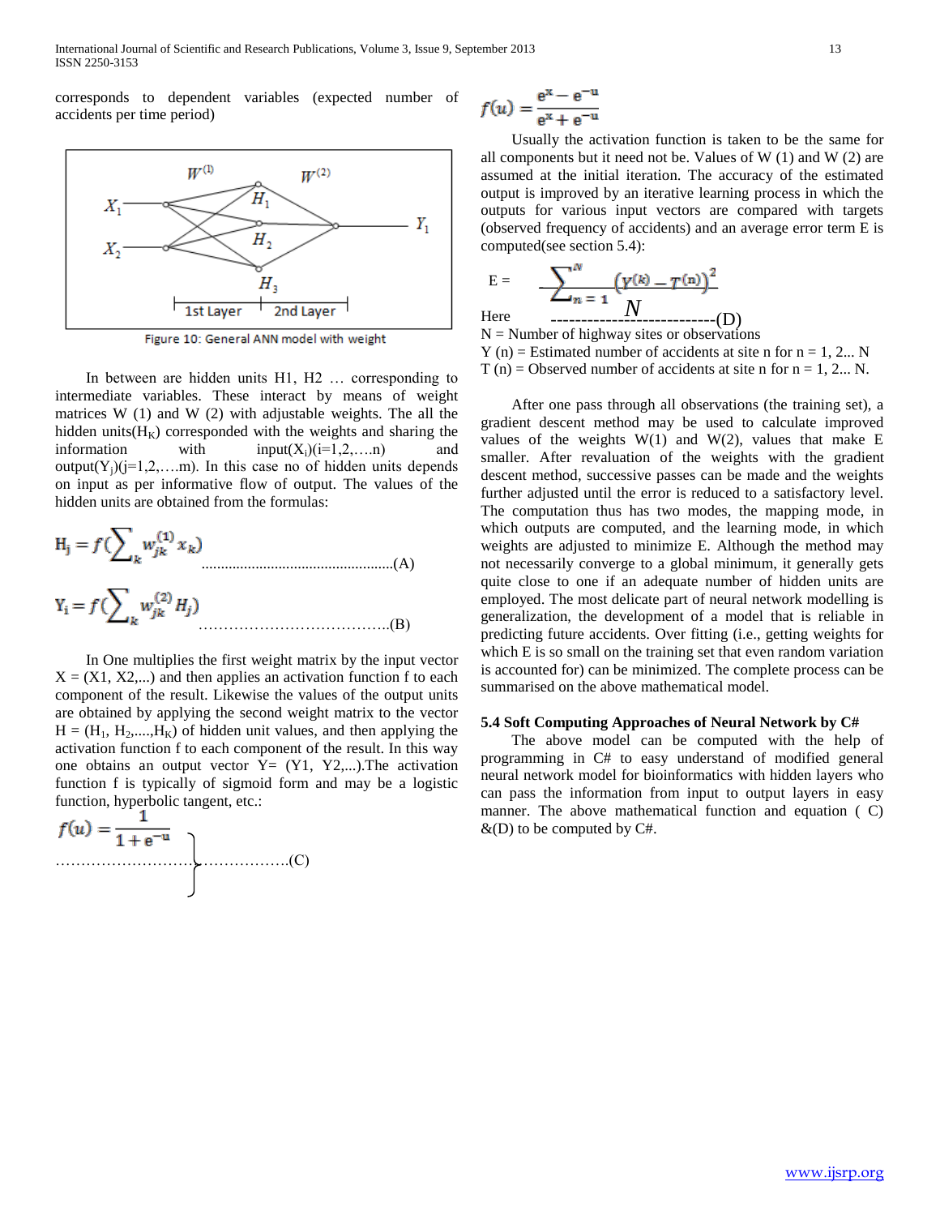corresponds to dependent variables (expected number of accidents per time period)

Figure 10: General ANN model with weight

In between are hidden units H1, H2 … corresponding to intermediate variables. These interact by means of weight matrices W (1) and W (2) with adjustable weights. The all the hidden units($H_K$) corresponded with the weights and sharing the information with input($X_i$)(i=1,2,….n) and output($Y_j$)(j=1,2,….m). In this case no of hidden units depends on input as per informative flow of output. The values of the hidden units are obtained from the formulas:

$$H_j = f\left(\sum_k w_{jk}^{(1)} x_k\right) \quad \text{...(A)}$$

$$Y_i = f\left(\sum_k w_{jk}^{(2)} H_j\right) \quad \text{...(B)}$$

In One multiplies the first weight matrix by the input vector X = (X1, X2,...) and then applies an activation function f to each component of the result. Likewise the values of the output units are obtained by applying the second weight matrix to the vector H = ($H_1$, $H_2$,....,$H_K$) of hidden unit values, and then applying the activation function f to each component of the result. In this way one obtains an output vector Y= (Y1, Y2,...).The activation function f is typically of sigmoid form and may be a logistic function, hyperbolic tangent, etc.:

$$f(u) = \frac{1}{1+e^{-u}} \quad \text{...(C)}$$

$$f(u) = \frac{e^{x} - e^{-u}}{e^{x} + e^{-u}}$$

Usually the activation function is taken to be the same for all components but it need not be. Values of W (1) and W (2) are assumed at the initial iteration. The accuracy of the estimated output is improved by an iterative learning process in which the outputs for various input vectors are compared with targets (observed frequency of accidents) and an average error term E is computed(see section 5.4):

$$E = \frac{\sum_{n=1}^{N} \left(Y^{(k)} - T^{(n)}\right)^2}{N} \quad \text{...(D)}$$

Here

N = Number of highway sites or observations

Y (n) = Estimated number of accidents at site n for n = 1, 2... N

T (n) = Observed number of accidents at site n for n = 1, 2... N.

After one pass through all observations (the training set), a gradient descent method may be used to calculate improved values of the weights W(1) and W(2), values that make E smaller. After revaluation of the weights with the gradient descent method, successive passes can be made and the weights further adjusted until the error is reduced to a satisfactory level. The computation thus has two modes, the mapping mode, in which outputs are computed, and the learning mode, in which weights are adjusted to minimize E. Although the method may not necessarily converge to a global minimum, it generally gets quite close to one if an adequate number of hidden units are employed. The most delicate part of neural network modelling is generalization, the development of a model that is reliable in predicting future accidents. Over fitting (i.e., getting weights for which E is so small on the training set that even random variation is accounted for) can be minimized. The complete process can be summarised on the above mathematical model.

### 5.4 Soft Computing Approaches of Neural Network by C#

The above model can be computed with the help of programming in C# to easy understand of modified general neural network model for bioinformatics with hidden layers who can pass the information from input to output layers in easy manner. The above mathematical function and equation ( C) &(D) to be computed by C#.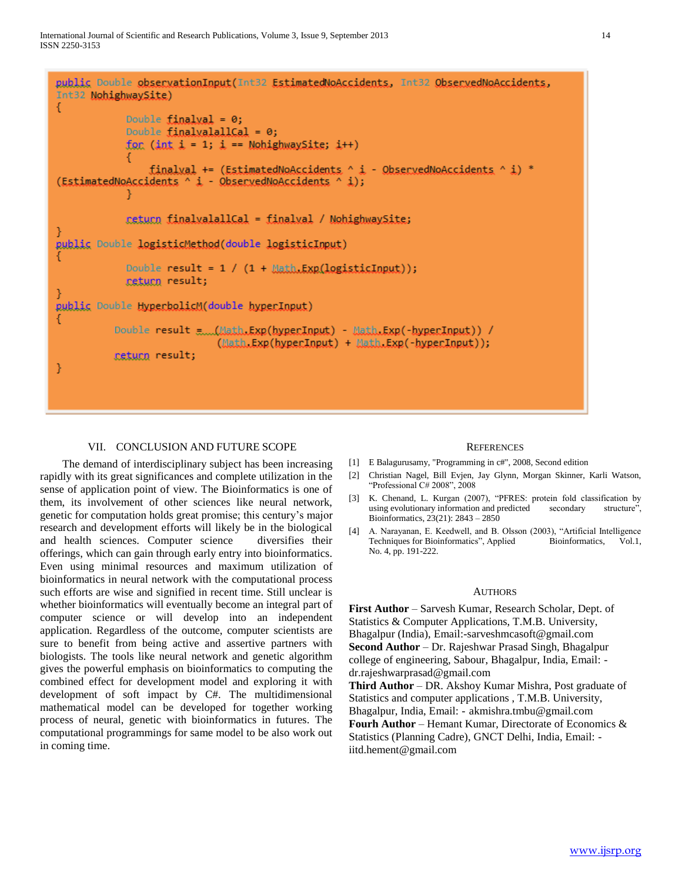```
public Double observationInput(Int32 EstimatedNoAccidents, Int32 ObservedNoAccidents,
Int32 NohighwaySite)
{
            Double finalval = 0;
            Double finalvalallCal = 0;
            for (int i = 1; i == NohighwaySite; i++)
            {
                finalval += (EstimatedNoAccidents ^ i - ObservedNoAccidents ^ i) *
(EstimatedNoAccidents ^ i - ObservedNoAccidents ^ i);
            }

            return finalvalallCal = finalval / NohighwaySite;
}
public Double logisticMethod(double logisticInput)
{
            Double result = 1 / (1 + Math.Exp(logisticInput));
            return result;
}
public Double HyperbolicM(double hyperInput)
{
          Double result = (Math.Exp(hyperInput) - Math.Exp(-hyperInput)) /
                          (Math.Exp(hyperInput) + Math.Exp(-hyperInput));
          return result;
}
```

## VII. Conclusion and Future Scope

The demand of interdisciplinary subject has been increasing rapidly with its great significances and complete utilization in the sense of application point of view. The Bioinformatics is one of them, its involvement of other sciences like neural network, genetic for computation holds great promise; this century's major research and development efforts will likely be in the biological and health sciences. Computer science diversifies their offerings, which can gain through early entry into bioinformatics. Even using minimal resources and maximum utilization of bioinformatics in neural network with the computational process such efforts are wise and signified in recent time. Still unclear is whether bioinformatics will eventually become an integral part of computer science or will develop into an independent application. Regardless of the outcome, computer scientists are sure to benefit from being active and assertive partners with biologists. The tools like neural network and genetic algorithm gives the powerful emphasis on bioinformatics to computing the combined effect for development model and exploring it with development of soft impact by C#. The multidimensional mathematical model can be developed for together working process of neural, genetic with bioinformatics in futures. The computational programmings for same model to be also work out in coming time.

## References

[1] E Balagurusamy, "Programming in c#", 2008, Second edition

[2] Christian Nagel, Bill Evjen, Jay Glynn, Morgan Skinner, Karli Watson, "Professional C# 2008", 2008

[3] K. Chenand, L. Kurgan (2007), "PFRES: protein fold classification by using evolutionary information and predicted secondary structure", Bioinformatics, 23(21): 2843 – 2850

[4] A. Narayanan, E. Keedwell, and B. Olsson (2003), "Artificial Intelligence Techniques for Bioinformatics", Applied Bioinformatics, Vol.1, No. 4, pp. 191-222.

## Authors

**First Author** – Sarvesh Kumar, Research Scholar, Dept. of Statistics & Computer Applications, T.M.B. University, Bhagalpur (India), Email:-sarveshmcasoft@gmail.com

**Second Author** – Dr. Rajeshwar Prasad Singh, Bhagalpur college of engineering, Sabour, Bhagalpur, India, Email: - dr.rajeshwarprasad@gmail.com

**Third Author** – DR. Akshoy Kumar Mishra, Post graduate of Statistics and computer applications , T.M.B. University, Bhagalpur, India, Email: - akmishra.tmbu@gmail.com

**Fourh Author** – Hemant Kumar, Directorate of Economics & Statistics (Planning Cadre), GNCT Delhi, India, Email: - iitd.hement@gmail.com